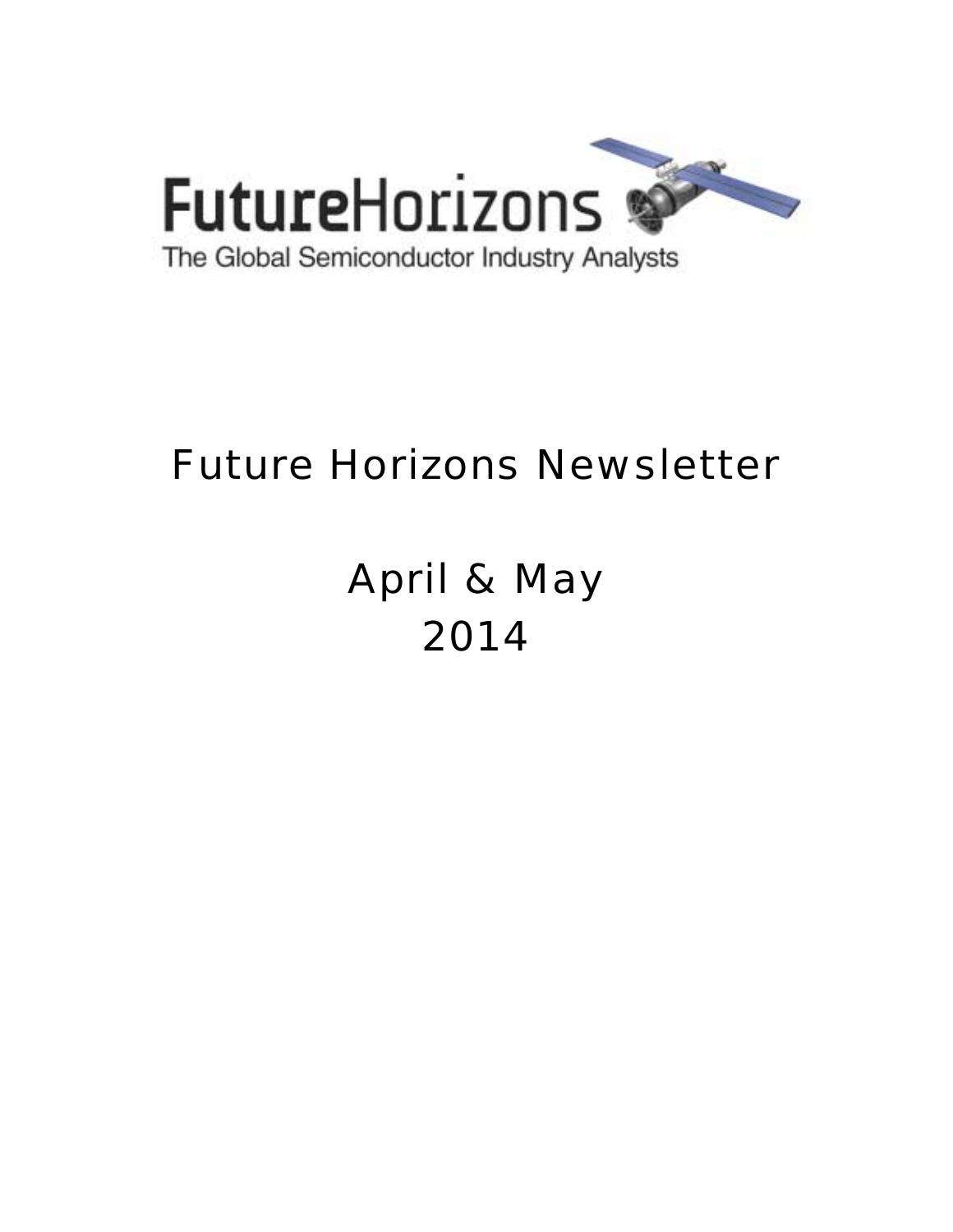FutureHorizons

The Global Semiconductor Industry Analysts

# Future Horizons Newsletter

## April & May 2014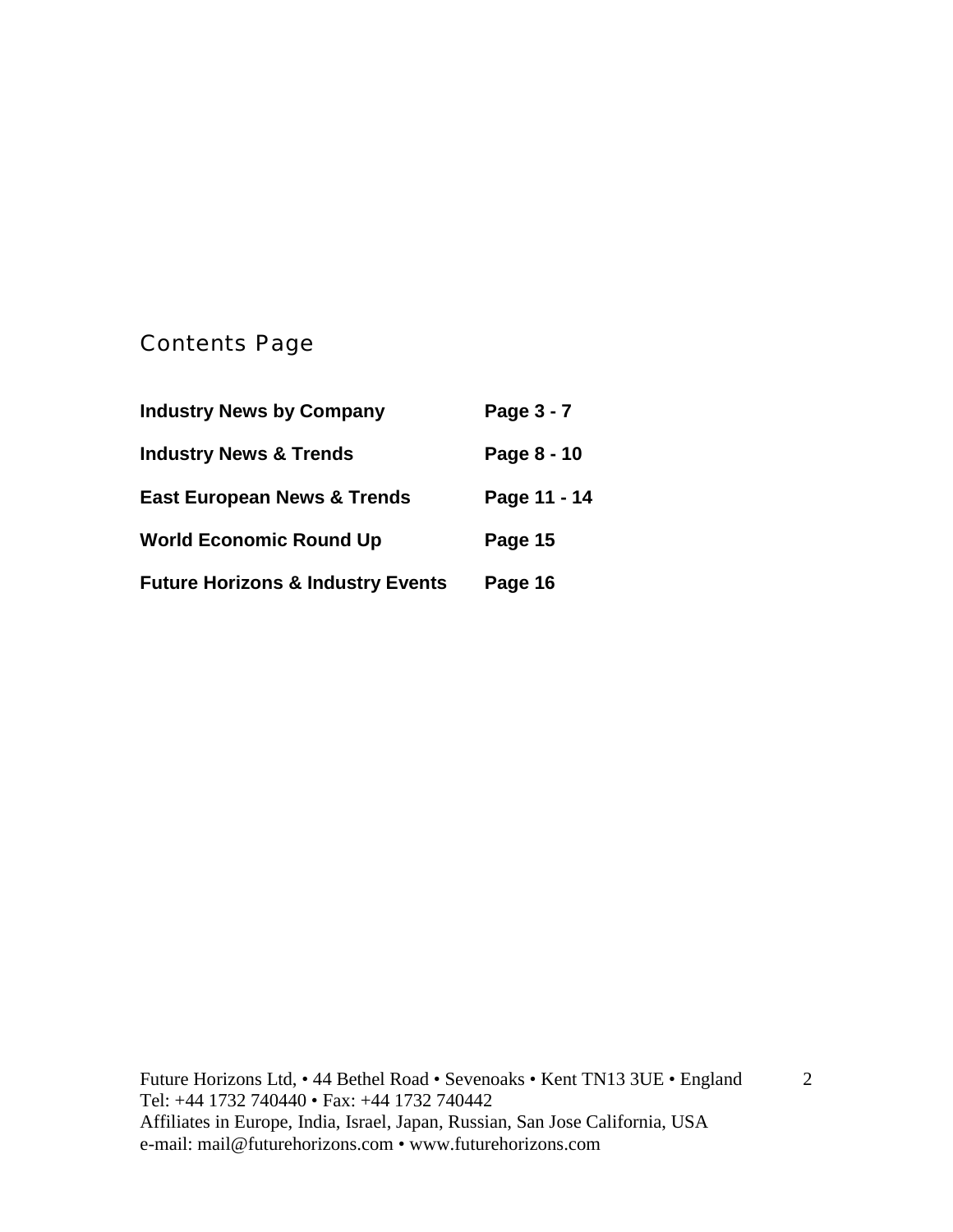## Contents Page

| | |
|---|---|
| **Industry News by Company** | **Page 3 - 7** |
| **Industry News & Trends** | **Page 8 - 10** |
| **East European News & Trends** | **Page 11 - 14** |
| **World Economic Round Up** | **Page 15** |
| **Future Horizons & Industry Events** | **Page 16** |

Future Horizons Ltd, • 44 Bethel Road • Sevenoaks • Kent TN13 3UE • England
Tel: +44 1732 740440 • Fax: +44 1732 740442
Affiliates in Europe, India, Israel, Japan, Russian, San Jose California, USA
e-mail: mail@futurehorizons.com • www.futurehorizons.com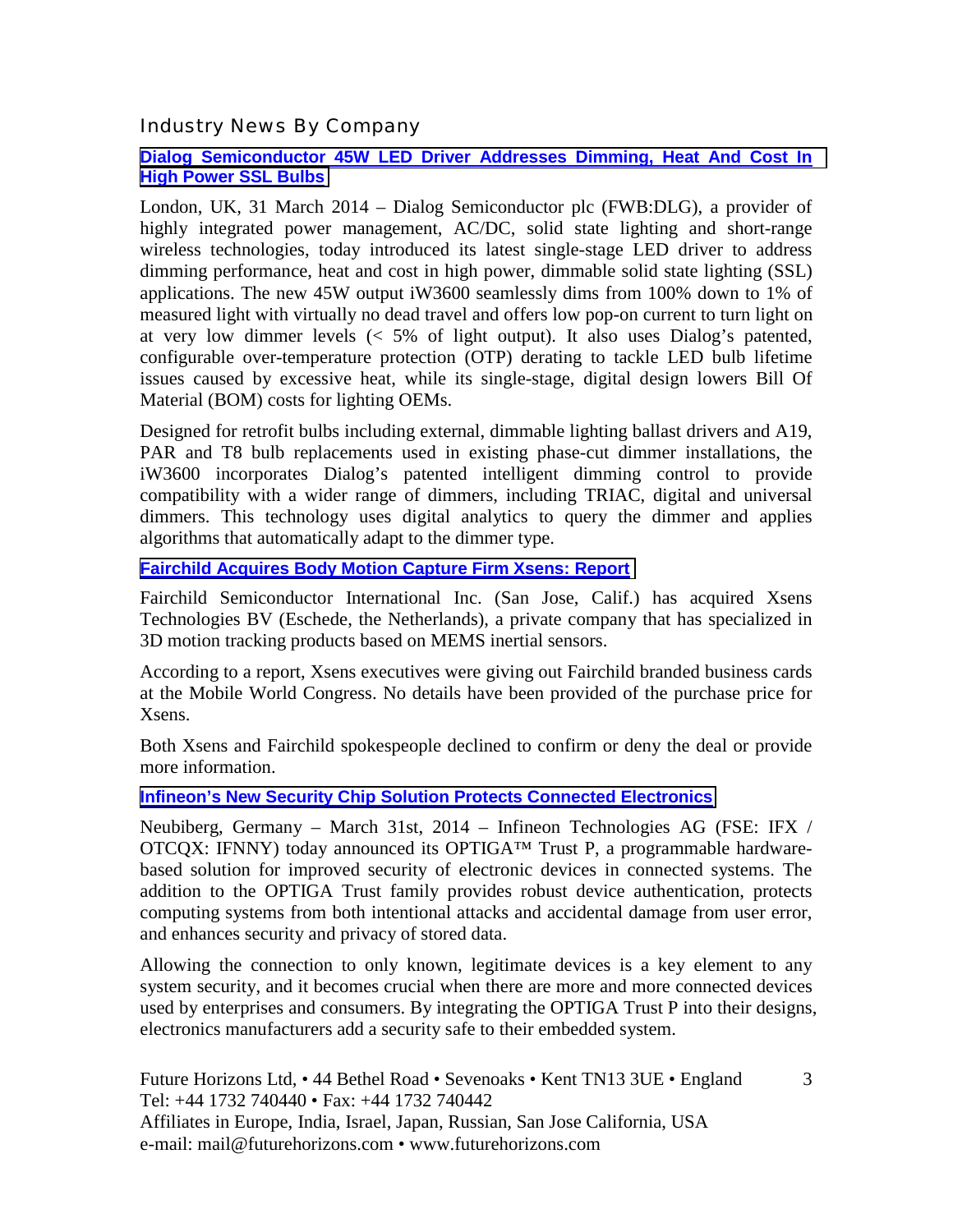## Industry News By Company

### Dialog Semiconductor 45W LED Driver Addresses Dimming, Heat And Cost In High Power SSL Bulbs

London, UK, 31 March 2014 – Dialog Semiconductor plc (FWB:DLG), a provider of highly integrated power management, AC/DC, solid state lighting and short-range wireless technologies, today introduced its latest single-stage LED driver to address dimming performance, heat and cost in high power, dimmable solid state lighting (SSL) applications. The new 45W output iW3600 seamlessly dims from 100% down to 1% of measured light with virtually no dead travel and offers low pop-on current to turn light on at very low dimmer levels (< 5% of light output). It also uses Dialog's patented, configurable over-temperature protection (OTP) derating to tackle LED bulb lifetime issues caused by excessive heat, while its single-stage, digital design lowers Bill Of Material (BOM) costs for lighting OEMs.

Designed for retrofit bulbs including external, dimmable lighting ballast drivers and A19, PAR and T8 bulb replacements used in existing phase-cut dimmer installations, the iW3600 incorporates Dialog's patented intelligent dimming control to provide compatibility with a wider range of dimmers, including TRIAC, digital and universal dimmers. This technology uses digital analytics to query the dimmer and applies algorithms that automatically adapt to the dimmer type.

### Fairchild Acquires Body Motion Capture Firm Xsens: Report

Fairchild Semiconductor International Inc. (San Jose, Calif.) has acquired Xsens Technologies BV (Eschede, the Netherlands), a private company that has specialized in 3D motion tracking products based on MEMS inertial sensors.

According to a report, Xsens executives were giving out Fairchild branded business cards at the Mobile World Congress. No details have been provided of the purchase price for Xsens.

Both Xsens and Fairchild spokespeople declined to confirm or deny the deal or provide more information.

### Infineon's New Security Chip Solution Protects Connected Electronics

Neubiberg, Germany – March 31st, 2014 – Infineon Technologies AG (FSE: IFX / OTCQX: IFNNY) today announced its OPTIGA™ Trust P, a programmable hardware-based solution for improved security of electronic devices in connected systems. The addition to the OPTIGA Trust family provides robust device authentication, protects computing systems from both intentional attacks and accidental damage from user error, and enhances security and privacy of stored data.

Allowing the connection to only known, legitimate devices is a key element to any system security, and it becomes crucial when there are more and more connected devices used by enterprises and consumers. By integrating the OPTIGA Trust P into their designs, electronics manufacturers add a security safe to their embedded system.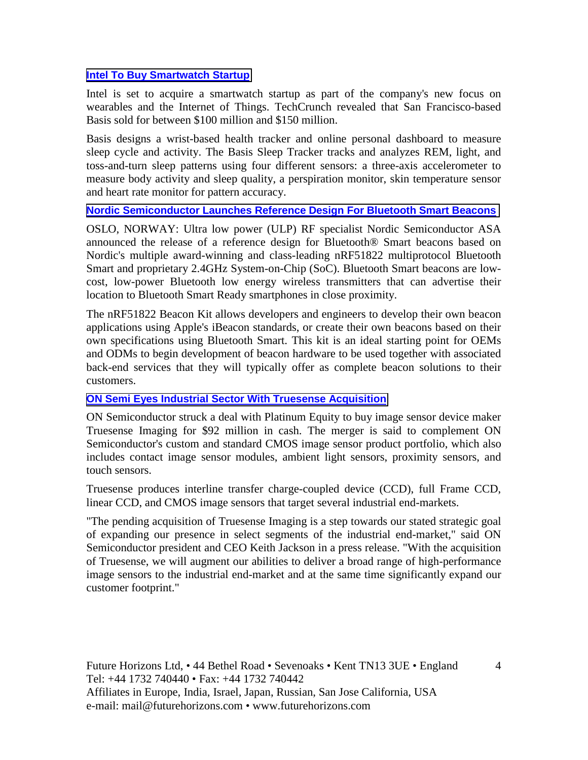### Intel To Buy Smartwatch Startup

Intel is set to acquire a smartwatch startup as part of the company's new focus on wearables and the Internet of Things. TechCrunch revealed that San Francisco-based Basis sold for between $100 million and $150 million.

Basis designs a wrist-based health tracker and online personal dashboard to measure sleep cycle and activity. The Basis Sleep Tracker tracks and analyzes REM, light, and toss-and-turn sleep patterns using four different sensors: a three-axis accelerometer to measure body activity and sleep quality, a perspiration monitor, skin temperature sensor and heart rate monitor for pattern accuracy.

### Nordic Semiconductor Launches Reference Design For Bluetooth Smart Beacons

OSLO, NORWAY: Ultra low power (ULP) RF specialist Nordic Semiconductor ASA announced the release of a reference design for Bluetooth® Smart beacons based on Nordic's multiple award-winning and class-leading nRF51822 multiprotocol Bluetooth Smart and proprietary 2.4GHz System-on-Chip (SoC). Bluetooth Smart beacons are low-cost, low-power Bluetooth low energy wireless transmitters that can advertise their location to Bluetooth Smart Ready smartphones in close proximity.

The nRF51822 Beacon Kit allows developers and engineers to develop their own beacon applications using Apple's iBeacon standards, or create their own beacons based on their own specifications using Bluetooth Smart. This kit is an ideal starting point for OEMs and ODMs to begin development of beacon hardware to be used together with associated back-end services that they will typically offer as complete beacon solutions to their customers.

### ON Semi Eyes Industrial Sector With Truesense Acquisition

ON Semiconductor struck a deal with Platinum Equity to buy image sensor device maker Truesense Imaging for $92 million in cash. The merger is said to complement ON Semiconductor's custom and standard CMOS image sensor product portfolio, which also includes contact image sensor modules, ambient light sensors, proximity sensors, and touch sensors.

Truesense produces interline transfer charge-coupled device (CCD), full Frame CCD, linear CCD, and CMOS image sensors that target several industrial end-markets.

"The pending acquisition of Truesense Imaging is a step towards our stated strategic goal of expanding our presence in select segments of the industrial end-market," said ON Semiconductor president and CEO Keith Jackson in a press release. "With the acquisition of Truesense, we will augment our abilities to deliver a broad range of high-performance image sensors to the industrial end-market and at the same time significantly expand our customer footprint."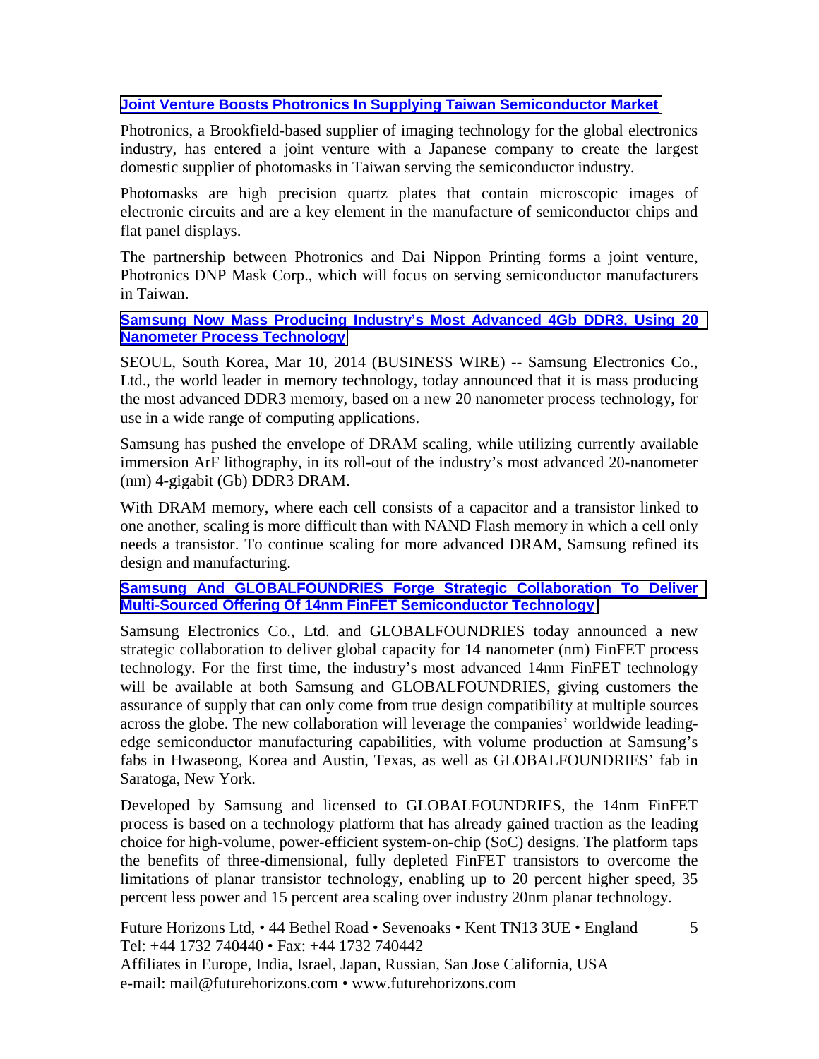### Joint Venture Boosts Photronics In Supplying Taiwan Semiconductor Market

Photronics, a Brookfield-based supplier of imaging technology for the global electronics industry, has entered a joint venture with a Japanese company to create the largest domestic supplier of photomasks in Taiwan serving the semiconductor industry.

Photomasks are high precision quartz plates that contain microscopic images of electronic circuits and are a key element in the manufacture of semiconductor chips and flat panel displays.

The partnership between Photronics and Dai Nippon Printing forms a joint venture, Photronics DNP Mask Corp., which will focus on serving semiconductor manufacturers in Taiwan.

### Samsung Now Mass Producing Industry's Most Advanced 4Gb DDR3, Using 20 Nanometer Process Technology

SEOUL, South Korea, Mar 10, 2014 (BUSINESS WIRE) -- Samsung Electronics Co., Ltd., the world leader in memory technology, today announced that it is mass producing the most advanced DDR3 memory, based on a new 20 nanometer process technology, for use in a wide range of computing applications.

Samsung has pushed the envelope of DRAM scaling, while utilizing currently available immersion ArF lithography, in its roll-out of the industry's most advanced 20-nanometer (nm) 4-gigabit (Gb) DDR3 DRAM.

With DRAM memory, where each cell consists of a capacitor and a transistor linked to one another, scaling is more difficult than with NAND Flash memory in which a cell only needs a transistor. To continue scaling for more advanced DRAM, Samsung refined its design and manufacturing.

### Samsung And GLOBALFOUNDRIES Forge Strategic Collaboration To Deliver Multi-Sourced Offering Of 14nm FinFET Semiconductor Technology

Samsung Electronics Co., Ltd. and GLOBALFOUNDRIES today announced a new strategic collaboration to deliver global capacity for 14 nanometer (nm) FinFET process technology. For the first time, the industry's most advanced 14nm FinFET technology will be available at both Samsung and GLOBALFOUNDRIES, giving customers the assurance of supply that can only come from true design compatibility at multiple sources across the globe. The new collaboration will leverage the companies' worldwide leading-edge semiconductor manufacturing capabilities, with volume production at Samsung's fabs in Hwaseong, Korea and Austin, Texas, as well as GLOBALFOUNDRIES' fab in Saratoga, New York.

Developed by Samsung and licensed to GLOBALFOUNDRIES, the 14nm FinFET process is based on a technology platform that has already gained traction as the leading choice for high-volume, power-efficient system-on-chip (SoC) designs. The platform taps the benefits of three-dimensional, fully depleted FinFET transistors to overcome the limitations of planar transistor technology, enabling up to 20 percent higher speed, 35 percent less power and 15 percent area scaling over industry 20nm planar technology.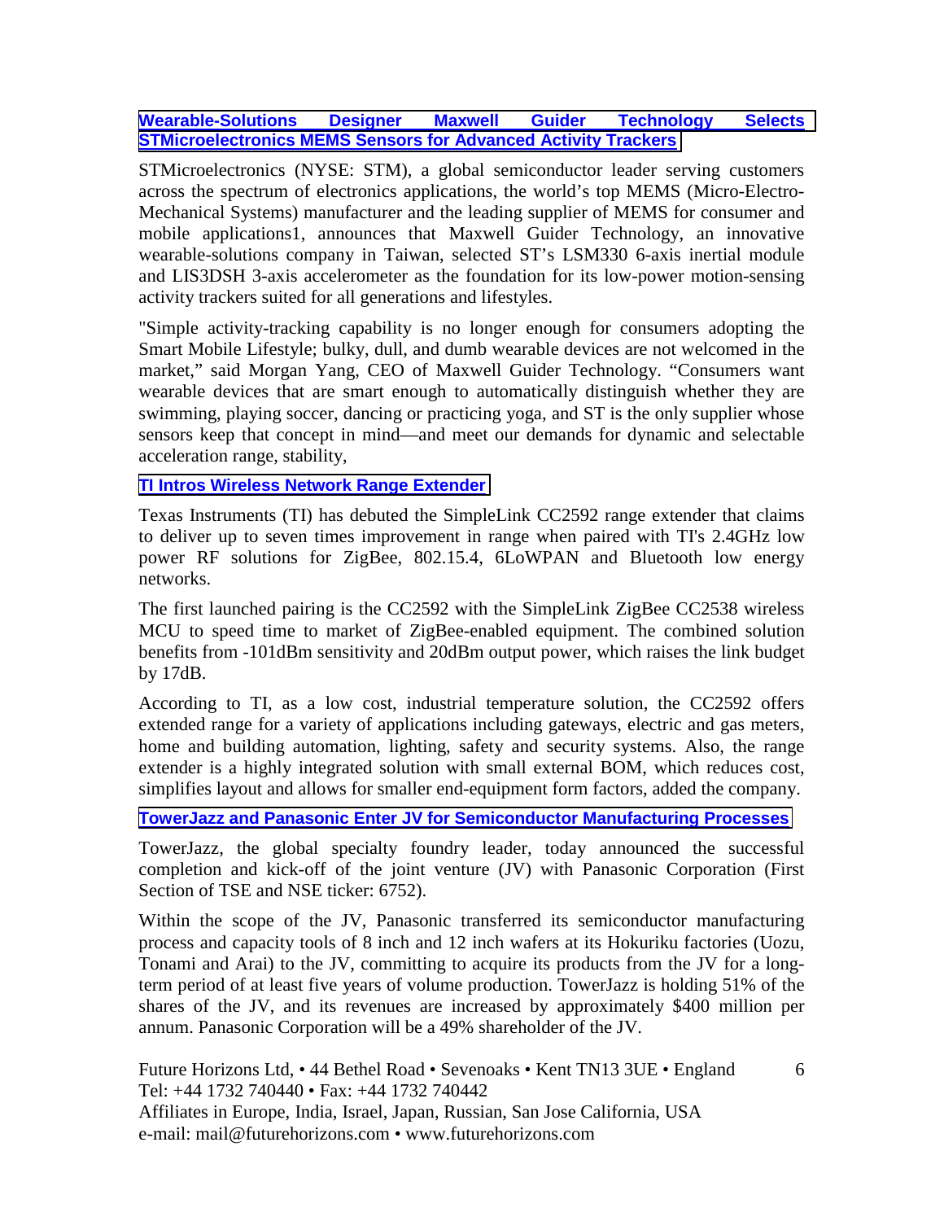### Wearable-Solutions Designer Maxwell Guider Technology Selects STMicroelectronics MEMS Sensors for Advanced Activity Trackers

STMicroelectronics (NYSE: STM), a global semiconductor leader serving customers across the spectrum of electronics applications, the world's top MEMS (Micro-Electro-Mechanical Systems) manufacturer and the leading supplier of MEMS for consumer and mobile applications1, announces that Maxwell Guider Technology, an innovative wearable-solutions company in Taiwan, selected ST's LSM330 6-axis inertial module and LIS3DSH 3-axis accelerometer as the foundation for its low-power motion-sensing activity trackers suited for all generations and lifestyles.

"Simple activity-tracking capability is no longer enough for consumers adopting the Smart Mobile Lifestyle; bulky, dull, and dumb wearable devices are not welcomed in the market," said Morgan Yang, CEO of Maxwell Guider Technology. "Consumers want wearable devices that are smart enough to automatically distinguish whether they are swimming, playing soccer, dancing or practicing yoga, and ST is the only supplier whose sensors keep that concept in mind—and meet our demands for dynamic and selectable acceleration range, stability,

### TI Intros Wireless Network Range Extender

Texas Instruments (TI) has debuted the SimpleLink CC2592 range extender that claims to deliver up to seven times improvement in range when paired with TI's 2.4GHz low power RF solutions for ZigBee, 802.15.4, 6LoWPAN and Bluetooth low energy networks.

The first launched pairing is the CC2592 with the SimpleLink ZigBee CC2538 wireless MCU to speed time to market of ZigBee-enabled equipment. The combined solution benefits from -101dBm sensitivity and 20dBm output power, which raises the link budget by 17dB.

According to TI, as a low cost, industrial temperature solution, the CC2592 offers extended range for a variety of applications including gateways, electric and gas meters, home and building automation, lighting, safety and security systems. Also, the range extender is a highly integrated solution with small external BOM, which reduces cost, simplifies layout and allows for smaller end-equipment form factors, added the company.

### TowerJazz and Panasonic Enter JV for Semiconductor Manufacturing Processes

TowerJazz, the global specialty foundry leader, today announced the successful completion and kick-off of the joint venture (JV) with Panasonic Corporation (First Section of TSE and NSE ticker: 6752).

Within the scope of the JV, Panasonic transferred its semiconductor manufacturing process and capacity tools of 8 inch and 12 inch wafers at its Hokuriku factories (Uozu, Tonami and Arai) to the JV, committing to acquire its products from the JV for a long-term period of at least five years of volume production. TowerJazz is holding 51% of the shares of the JV, and its revenues are increased by approximately $400 million per annum. Panasonic Corporation will be a 49% shareholder of the JV.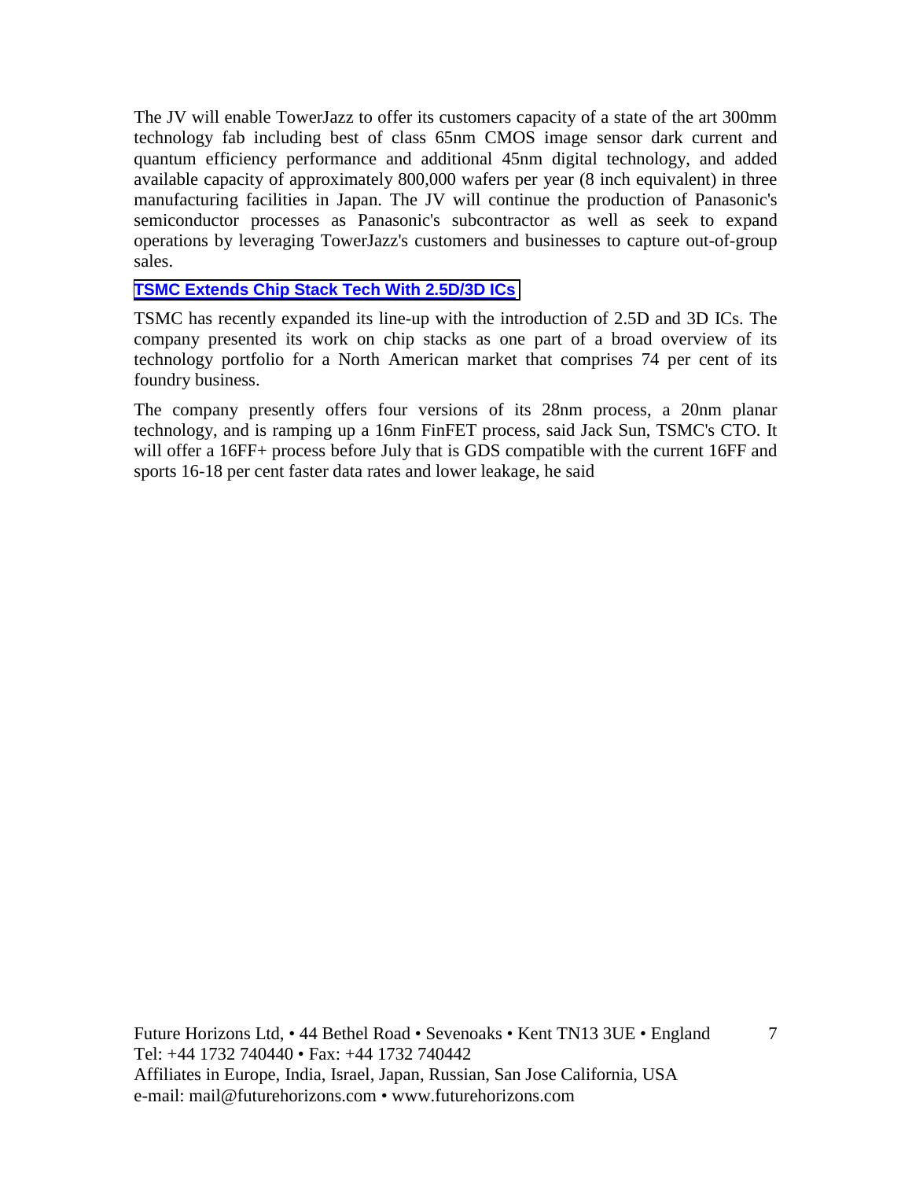The JV will enable TowerJazz to offer its customers capacity of a state of the art 300mm technology fab including best of class 65nm CMOS image sensor dark current and quantum efficiency performance and additional 45nm digital technology, and added available capacity of approximately 800,000 wafers per year (8 inch equivalent) in three manufacturing facilities in Japan. The JV will continue the production of Panasonic's semiconductor processes as Panasonic's subcontractor as well as seek to expand operations by leveraging TowerJazz's customers and businesses to capture out-of-group sales.

### TSMC Extends Chip Stack Tech With 2.5D/3D ICs

TSMC has recently expanded its line-up with the introduction of 2.5D and 3D ICs. The company presented its work on chip stacks as one part of a broad overview of its technology portfolio for a North American market that comprises 74 per cent of its foundry business.

The company presently offers four versions of its 28nm process, a 20nm planar technology, and is ramping up a 16nm FinFET process, said Jack Sun, TSMC's CTO. It will offer a 16FF+ process before July that is GDS compatible with the current 16FF and sports 16-18 per cent faster data rates and lower leakage, he said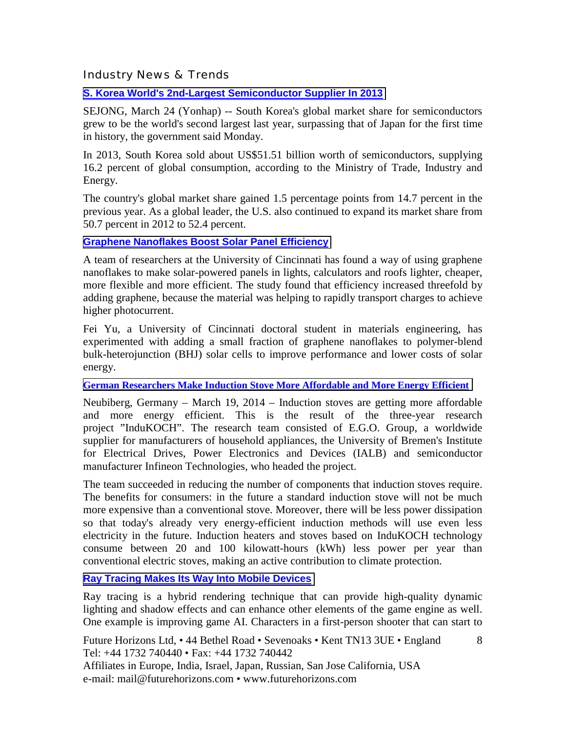## Industry News & Trends

### S. Korea World's 2nd-Largest Semiconductor Supplier In 2013

SEJONG, March 24 (Yonhap) -- South Korea's global market share for semiconductors grew to be the world's second largest last year, surpassing that of Japan for the first time in history, the government said Monday.

In 2013, South Korea sold about US$51.51 billion worth of semiconductors, supplying 16.2 percent of global consumption, according to the Ministry of Trade, Industry and Energy.

The country's global market share gained 1.5 percentage points from 14.7 percent in the previous year. As a global leader, the U.S. also continued to expand its market share from 50.7 percent in 2012 to 52.4 percent.

### Graphene Nanoflakes Boost Solar Panel Efficiency

A team of researchers at the University of Cincinnati has found a way of using graphene nanoflakes to make solar-powered panels in lights, calculators and roofs lighter, cheaper, more flexible and more efficient. The study found that efficiency increased threefold by adding graphene, because the material was helping to rapidly transport charges to achieve higher photocurrent.

Fei Yu, a University of Cincinnati doctoral student in materials engineering, has experimented with adding a small fraction of graphene nanoflakes to polymer-blend bulk-heterojunction (BHJ) solar cells to improve performance and lower costs of solar energy.

### German Researchers Make Induction Stove More Affordable and More Energy Efficient

Neubiberg, Germany – March 19, 2014 – Induction stoves are getting more affordable and more energy efficient. This is the result of the three-year research project "InduKOCH". The research team consisted of E.G.O. Group, a worldwide supplier for manufacturers of household appliances, the University of Bremen's Institute for Electrical Drives, Power Electronics and Devices (IALB) and semiconductor manufacturer Infineon Technologies, who headed the project.

The team succeeded in reducing the number of components that induction stoves require. The benefits for consumers: in the future a standard induction stove will not be much more expensive than a conventional stove. Moreover, there will be less power dissipation so that today's already very energy-efficient induction methods will use even less electricity in the future. Induction heaters and stoves based on InduKOCH technology consume between 20 and 100 kilowatt-hours (kWh) less power per year than conventional electric stoves, making an active contribution to climate protection.

### Ray Tracing Makes Its Way Into Mobile Devices

Ray tracing is a hybrid rendering technique that can provide high-quality dynamic lighting and shadow effects and can enhance other elements of the game engine as well. One example is improving game AI. Characters in a first-person shooter that can start to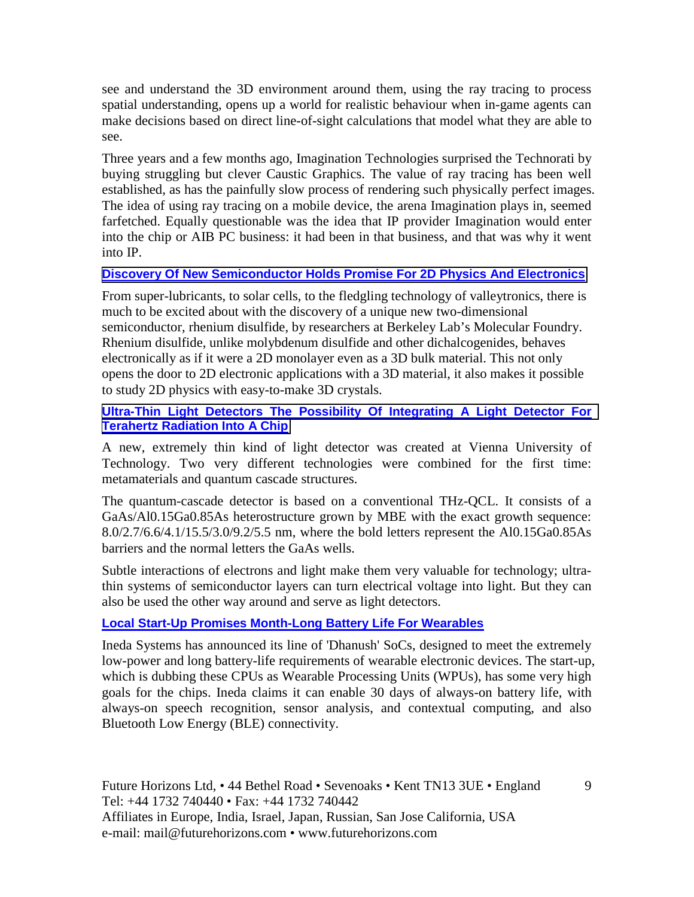see and understand the 3D environment around them, using the ray tracing to process spatial understanding, opens up a world for realistic behaviour when in-game agents can make decisions based on direct line-of-sight calculations that model what they are able to see.

Three years and a few months ago, Imagination Technologies surprised the Technorati by buying struggling but clever Caustic Graphics. The value of ray tracing has been well established, as has the painfully slow process of rendering such physically perfect images. The idea of using ray tracing on a mobile device, the arena Imagination plays in, seemed farfetched. Equally questionable was the idea that IP provider Imagination would enter into the chip or AIB PC business: it had been in that business, and that was why it went into IP.

**Discovery Of New Semiconductor Holds Promise For 2D Physics And Electronics**

From super-lubricants, to solar cells, to the fledgling technology of valleytronics, there is much to be excited about with the discovery of a unique new two-dimensional semiconductor, rhenium disulfide, by researchers at Berkeley Lab's Molecular Foundry. Rhenium disulfide, unlike molybdenum disulfide and other dichalcogenides, behaves electronically as if it were a 2D monolayer even as a 3D bulk material. This not only opens the door to 2D electronic applications with a 3D material, it also makes it possible to study 2D physics with easy-to-make 3D crystals.

**Ultra-Thin Light Detectors The Possibility Of Integrating A Light Detector For Terahertz Radiation Into A Chip**

A new, extremely thin kind of light detector was created at Vienna University of Technology. Two very different technologies were combined for the first time: metamaterials and quantum cascade structures.

The quantum-cascade detector is based on a conventional THz-QCL. It consists of a GaAs/Al0.15Ga0.85As heterostructure grown by MBE with the exact growth sequence: 8.0/2.7/6.6/4.1/15.5/3.0/9.2/5.5 nm, where the bold letters represent the Al0.15Ga0.85As barriers and the normal letters the GaAs wells.

Subtle interactions of electrons and light make them very valuable for technology; ultra-thin systems of semiconductor layers can turn electrical voltage into light. But they can also be used the other way around and serve as light detectors.

**Local Start-Up Promises Month-Long Battery Life For Wearables**

Ineda Systems has announced its line of 'Dhanush' SoCs, designed to meet the extremely low-power and long battery-life requirements of wearable electronic devices. The start-up, which is dubbing these CPUs as Wearable Processing Units (WPUs), has some very high goals for the chips. Ineda claims it can enable 30 days of always-on battery life, with always-on speech recognition, sensor analysis, and contextual computing, and also Bluetooth Low Energy (BLE) connectivity.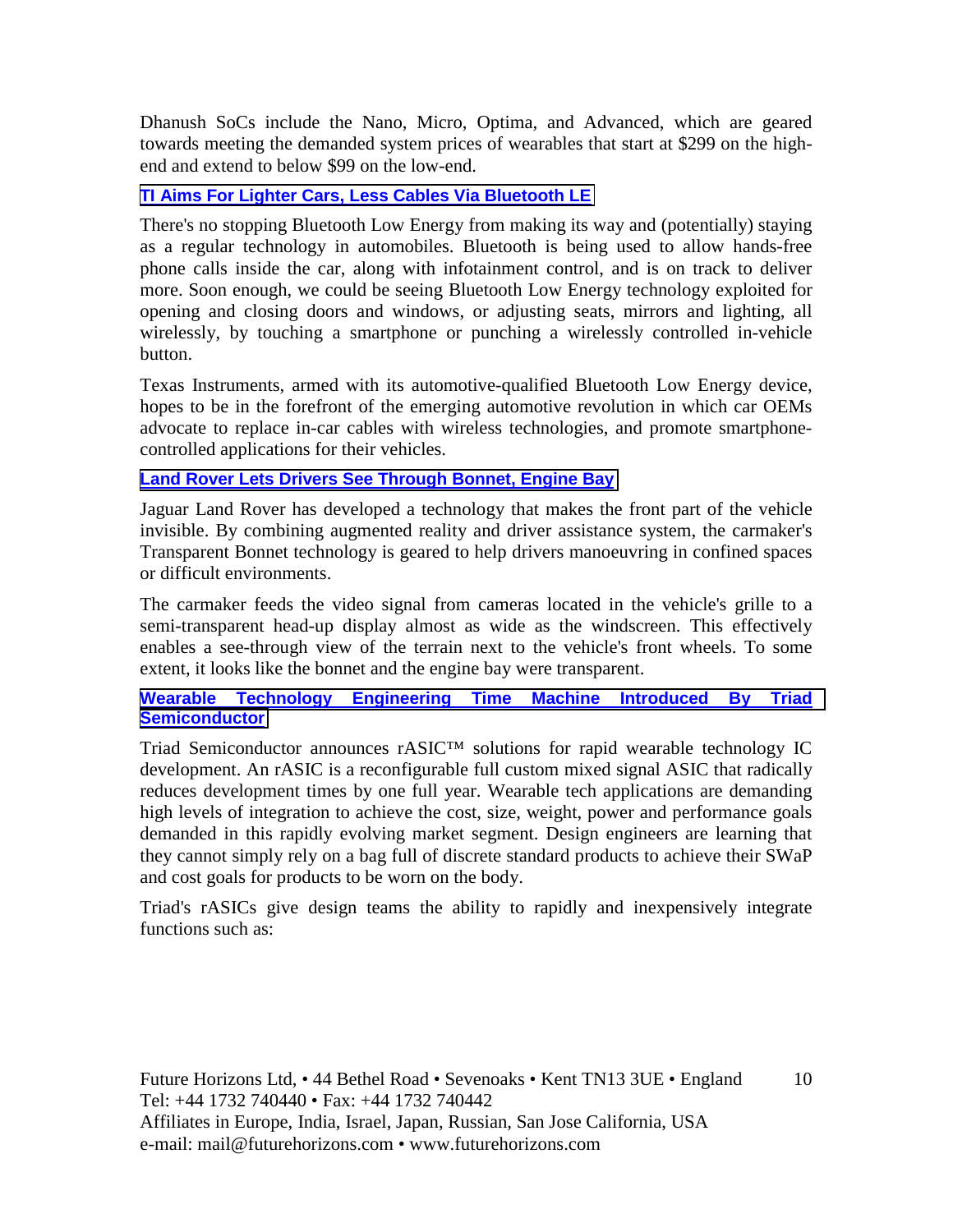Dhanush SoCs include the Nano, Micro, Optima, and Advanced, which are geared towards meeting the demanded system prices of wearables that start at $299 on the high-end and extend to below $99 on the low-end.

**TI Aims For Lighter Cars, Less Cables Via Bluetooth LE**

There's no stopping Bluetooth Low Energy from making its way and (potentially) staying as a regular technology in automobiles. Bluetooth is being used to allow hands-free phone calls inside the car, along with infotainment control, and is on track to deliver more. Soon enough, we could be seeing Bluetooth Low Energy technology exploited for opening and closing doors and windows, or adjusting seats, mirrors and lighting, all wirelessly, by touching a smartphone or punching a wirelessly controlled in-vehicle button.

Texas Instruments, armed with its automotive-qualified Bluetooth Low Energy device, hopes to be in the forefront of the emerging automotive revolution in which car OEMs advocate to replace in-car cables with wireless technologies, and promote smartphone-controlled applications for their vehicles.

**Land Rover Lets Drivers See Through Bonnet, Engine Bay**

Jaguar Land Rover has developed a technology that makes the front part of the vehicle invisible. By combining augmented reality and driver assistance system, the carmaker's Transparent Bonnet technology is geared to help drivers manoeuvring in confined spaces or difficult environments.

The carmaker feeds the video signal from cameras located in the vehicle's grille to a semi-transparent head-up display almost as wide as the windscreen. This effectively enables a see-through view of the terrain next to the vehicle's front wheels. To some extent, it looks like the bonnet and the engine bay were transparent.

**Wearable Technology Engineering Time Machine Introduced By Triad Semiconductor**

Triad Semiconductor announces rASIC™ solutions for rapid wearable technology IC development. An rASIC is a reconfigurable full custom mixed signal ASIC that radically reduces development times by one full year. Wearable tech applications are demanding high levels of integration to achieve the cost, size, weight, power and performance goals demanded in this rapidly evolving market segment. Design engineers are learning that they cannot simply rely on a bag full of discrete standard products to achieve their SWaP and cost goals for products to be worn on the body.

Triad's rASICs give design teams the ability to rapidly and inexpensively integrate functions such as: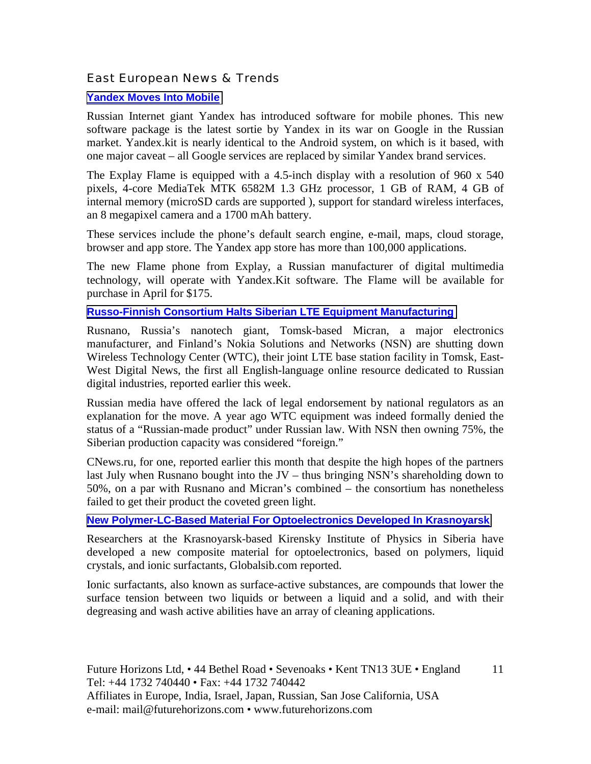## East European News & Trends

### Yandex Moves Into Mobile

Russian Internet giant Yandex has introduced software for mobile phones. This new software package is the latest sortie by Yandex in its war on Google in the Russian market. Yandex.kit is nearly identical to the Android system, on which is it based, with one major caveat – all Google services are replaced by similar Yandex brand services.

The Explay Flame is equipped with a 4.5-inch display with a resolution of 960 x 540 pixels, 4-core MediaTek MTK 6582M 1.3 GHz processor, 1 GB of RAM, 4 GB of internal memory (microSD cards are supported ), support for standard wireless interfaces, an 8 megapixel camera and a 1700 mAh battery.

These services include the phone's default search engine, e-mail, maps, cloud storage, browser and app store. The Yandex app store has more than 100,000 applications.

The new Flame phone from Explay, a Russian manufacturer of digital multimedia technology, will operate with Yandex.Kit software. The Flame will be available for purchase in April for $175.

### Russo-Finnish Consortium Halts Siberian LTE Equipment Manufacturing

Rusnano, Russia's nanotech giant, Tomsk-based Micran, a major electronics manufacturer, and Finland's Nokia Solutions and Networks (NSN) are shutting down Wireless Technology Center (WTC), their joint LTE base station facility in Tomsk, East-West Digital News, the first all English-language online resource dedicated to Russian digital industries, reported earlier this week.

Russian media have offered the lack of legal endorsement by national regulators as an explanation for the move. A year ago WTC equipment was indeed formally denied the status of a "Russian-made product" under Russian law. With NSN then owning 75%, the Siberian production capacity was considered "foreign."

CNews.ru, for one, reported earlier this month that despite the high hopes of the partners last July when Rusnano bought into the JV – thus bringing NSN's shareholding down to 50%, on a par with Rusnano and Micran's combined – the consortium has nonetheless failed to get their product the coveted green light.

### New Polymer-LC-Based Material For Optoelectronics Developed In Krasnoyarsk

Researchers at the Krasnoyarsk-based Kirensky Institute of Physics in Siberia have developed a new composite material for optoelectronics, based on polymers, liquid crystals, and ionic surfactants, Globalsib.com reported.

Ionic surfactants, also known as surface-active substances, are compounds that lower the surface tension between two liquids or between a liquid and a solid, and with their degreasing and wash active abilities have an array of cleaning applications.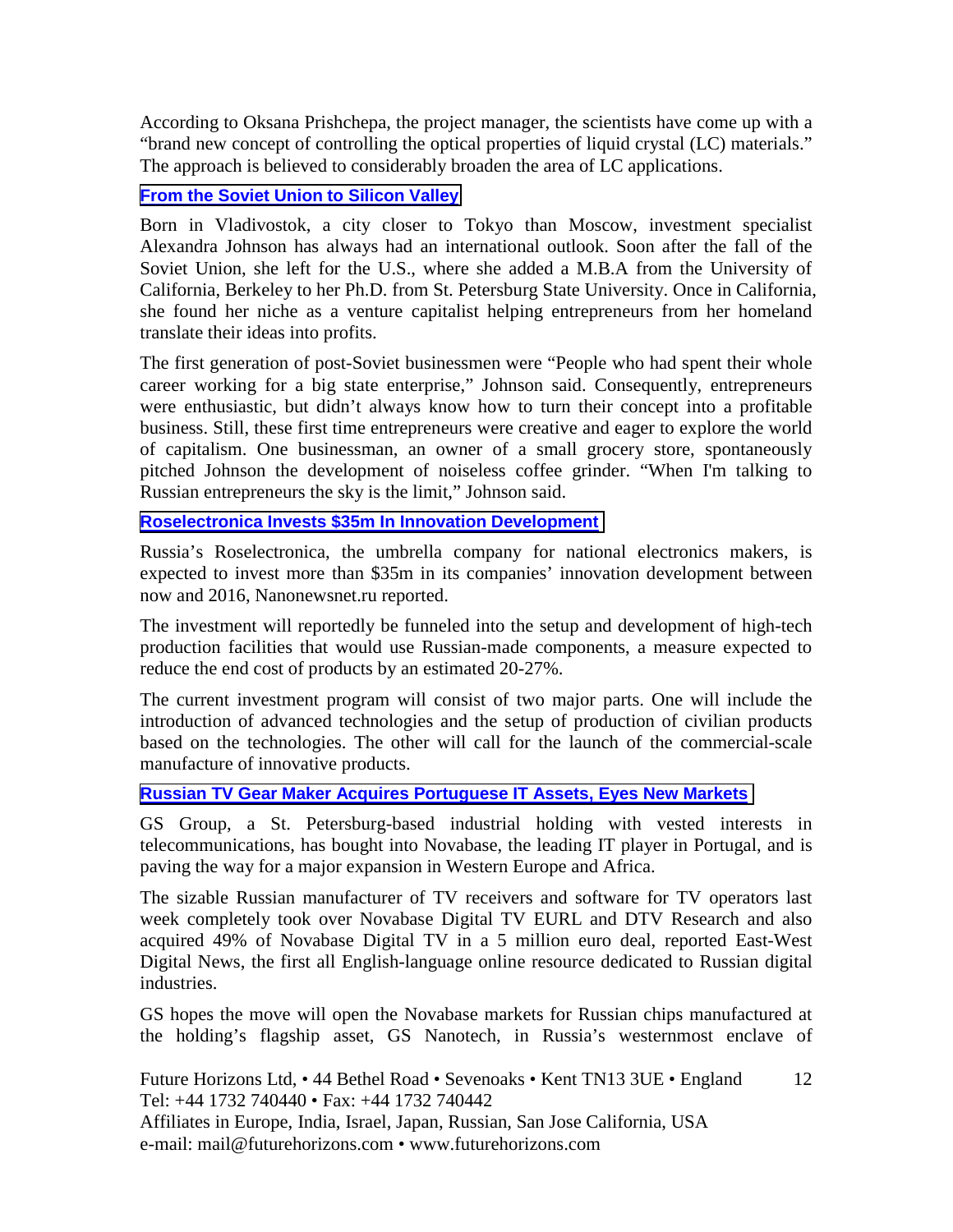According to Oksana Prishchepa, the project manager, the scientists have come up with a "brand new concept of controlling the optical properties of liquid crystal (LC) materials." The approach is believed to considerably broaden the area of LC applications.

### From the Soviet Union to Silicon Valley

Born in Vladivostok, a city closer to Tokyo than Moscow, investment specialist Alexandra Johnson has always had an international outlook. Soon after the fall of the Soviet Union, she left for the U.S., where she added a M.B.A from the University of California, Berkeley to her Ph.D. from St. Petersburg State University. Once in California, she found her niche as a venture capitalist helping entrepreneurs from her homeland translate their ideas into profits.

The first generation of post-Soviet businessmen were "People who had spent their whole career working for a big state enterprise," Johnson said. Consequently, entrepreneurs were enthusiastic, but didn't always know how to turn their concept into a profitable business. Still, these first time entrepreneurs were creative and eager to explore the world of capitalism. One businessman, an owner of a small grocery store, spontaneously pitched Johnson the development of noiseless coffee grinder. "When I'm talking to Russian entrepreneurs the sky is the limit," Johnson said.

### Roselectronica Invests $35m In Innovation Development

Russia's Roselectronica, the umbrella company for national electronics makers, is expected to invest more than $35m in its companies' innovation development between now and 2016, Nanonewsnet.ru reported.

The investment will reportedly be funneled into the setup and development of high-tech production facilities that would use Russian-made components, a measure expected to reduce the end cost of products by an estimated 20-27%.

The current investment program will consist of two major parts. One will include the introduction of advanced technologies and the setup of production of civilian products based on the technologies. The other will call for the launch of the commercial-scale manufacture of innovative products.

### Russian TV Gear Maker Acquires Portuguese IT Assets, Eyes New Markets

GS Group, a St. Petersburg-based industrial holding with vested interests in telecommunications, has bought into Novabase, the leading IT player in Portugal, and is paving the way for a major expansion in Western Europe and Africa.

The sizable Russian manufacturer of TV receivers and software for TV operators last week completely took over Novabase Digital TV EURL and DTV Research and also acquired 49% of Novabase Digital TV in a 5 million euro deal, reported East-West Digital News, the first all English-language online resource dedicated to Russian digital industries.

GS hopes the move will open the Novabase markets for Russian chips manufactured at the holding's flagship asset, GS Nanotech, in Russia's westernmost enclave of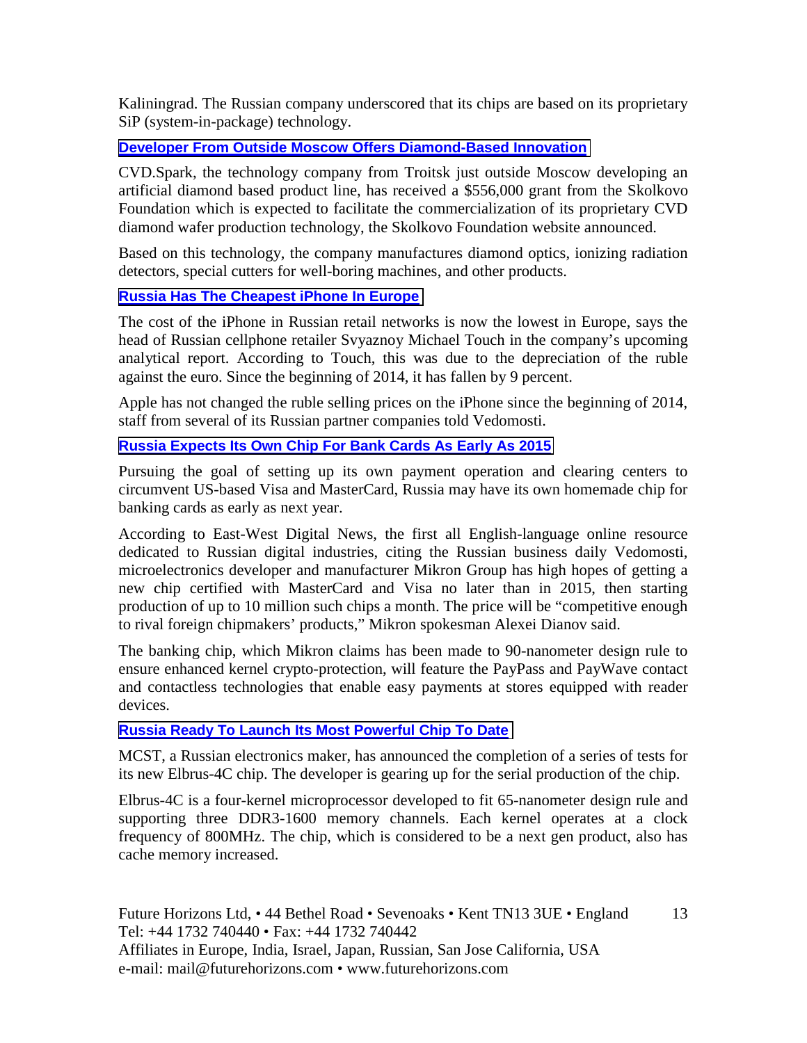Kaliningrad. The Russian company underscored that its chips are based on its proprietary SiP (system-in-package) technology.

### Developer From Outside Moscow Offers Diamond-Based Innovation

CVD.Spark, the technology company from Troitsk just outside Moscow developing an artificial diamond based product line, has received a $556,000 grant from the Skolkovo Foundation which is expected to facilitate the commercialization of its proprietary CVD diamond wafer production technology, the Skolkovo Foundation website announced.

Based on this technology, the company manufactures diamond optics, ionizing radiation detectors, special cutters for well-boring machines, and other products.

### Russia Has The Cheapest iPhone In Europe

The cost of the iPhone in Russian retail networks is now the lowest in Europe, says the head of Russian cellphone retailer Svyaznoy Michael Touch in the company's upcoming analytical report. According to Touch, this was due to the depreciation of the ruble against the euro. Since the beginning of 2014, it has fallen by 9 percent.

Apple has not changed the ruble selling prices on the iPhone since the beginning of 2014, staff from several of its Russian partner companies told Vedomosti.

### Russia Expects Its Own Chip For Bank Cards As Early As 2015

Pursuing the goal of setting up its own payment operation and clearing centers to circumvent US-based Visa and MasterCard, Russia may have its own homemade chip for banking cards as early as next year.

According to East-West Digital News, the first all English-language online resource dedicated to Russian digital industries, citing the Russian business daily Vedomosti, microelectronics developer and manufacturer Mikron Group has high hopes of getting a new chip certified with MasterCard and Visa no later than in 2015, then starting production of up to 10 million such chips a month. The price will be "competitive enough to rival foreign chipmakers' products," Mikron spokesman Alexei Dianov said.

The banking chip, which Mikron claims has been made to 90-nanometer design rule to ensure enhanced kernel crypto-protection, will feature the PayPass and PayWave contact and contactless technologies that enable easy payments at stores equipped with reader devices.

### Russia Ready To Launch Its Most Powerful Chip To Date

MCST, a Russian electronics maker, has announced the completion of a series of tests for its new Elbrus-4C chip. The developer is gearing up for the serial production of the chip.

Elbrus-4C is a four-kernel microprocessor developed to fit 65-nanometer design rule and supporting three DDR3-1600 memory channels. Each kernel operates at a clock frequency of 800MHz. The chip, which is considered to be a next gen product, also has cache memory increased.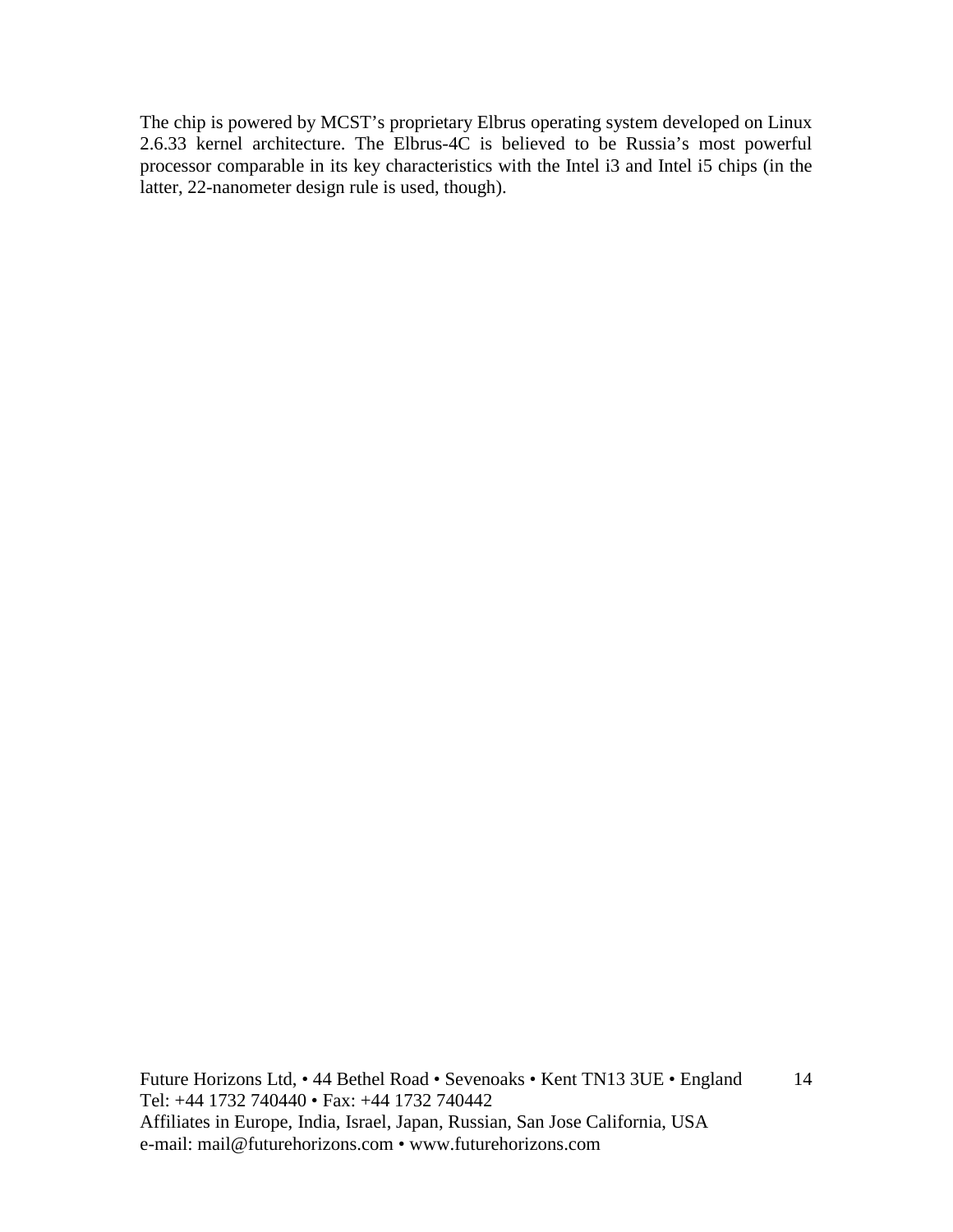The chip is powered by MCST’s proprietary Elbrus operating system developed on Linux 2.6.33 kernel architecture. The Elbrus-4C is believed to be Russia’s most powerful processor comparable in its key characteristics with the Intel i3 and Intel i5 chips (in the latter, 22-nanometer design rule is used, though).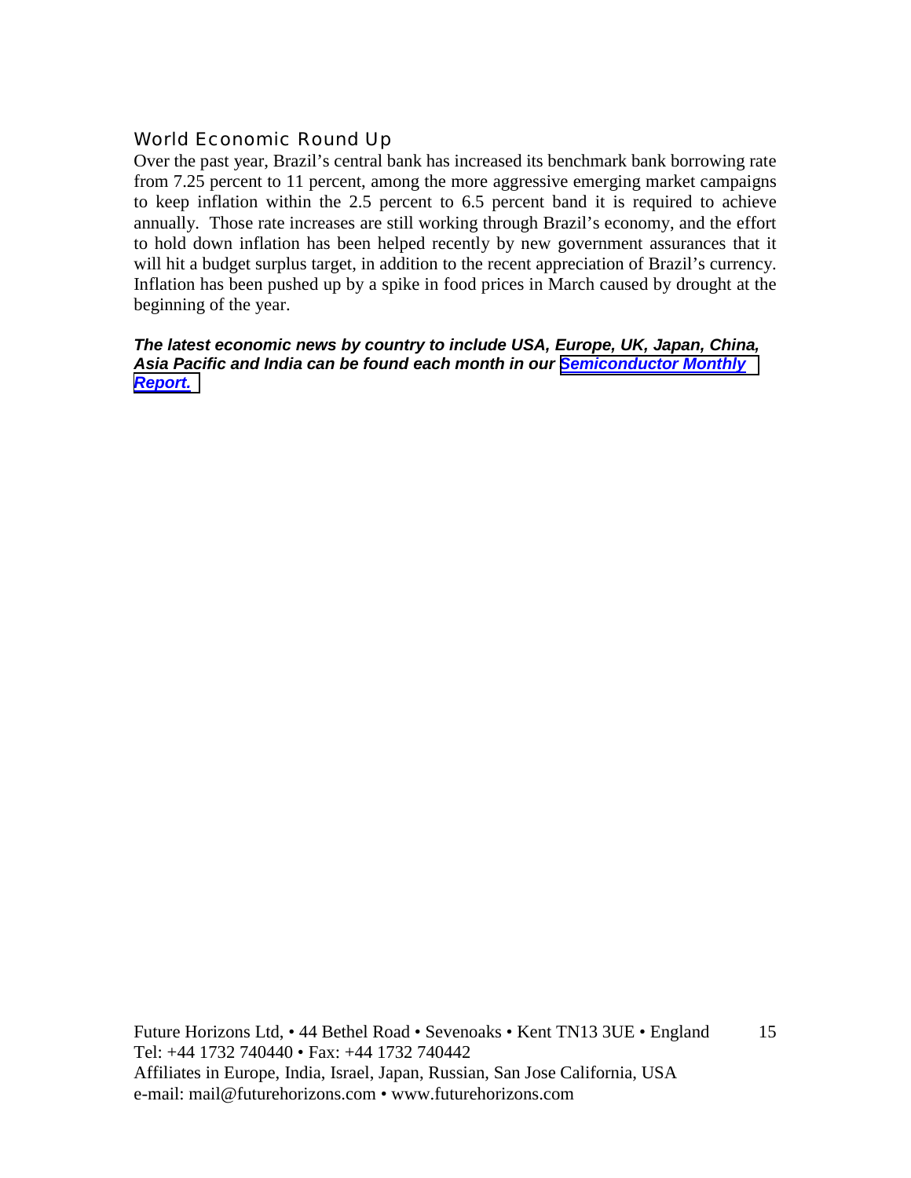## World Economic Round Up

Over the past year, Brazil's central bank has increased its benchmark bank borrowing rate from 7.25 percent to 11 percent, among the more aggressive emerging market campaigns to keep inflation within the 2.5 percent to 6.5 percent band it is required to achieve annually. Those rate increases are still working through Brazil's economy, and the effort to hold down inflation has been helped recently by new government assurances that it will hit a budget surplus target, in addition to the recent appreciation of Brazil's currency. Inflation has been pushed up by a spike in food prices in March caused by drought at the beginning of the year.

***The latest economic news by country to include USA, Europe, UK, Japan, China, Asia Pacific and India can be found each month in our Semiconductor Monthly Report.***

Future Horizons Ltd, • 44 Bethel Road • Sevenoaks • Kent TN13 3UE • England
Tel: +44 1732 740440 • Fax: +44 1732 740442
Affiliates in Europe, India, Israel, Japan, Russian, San Jose California, USA
e-mail: mail@futurehorizons.com • www.futurehorizons.com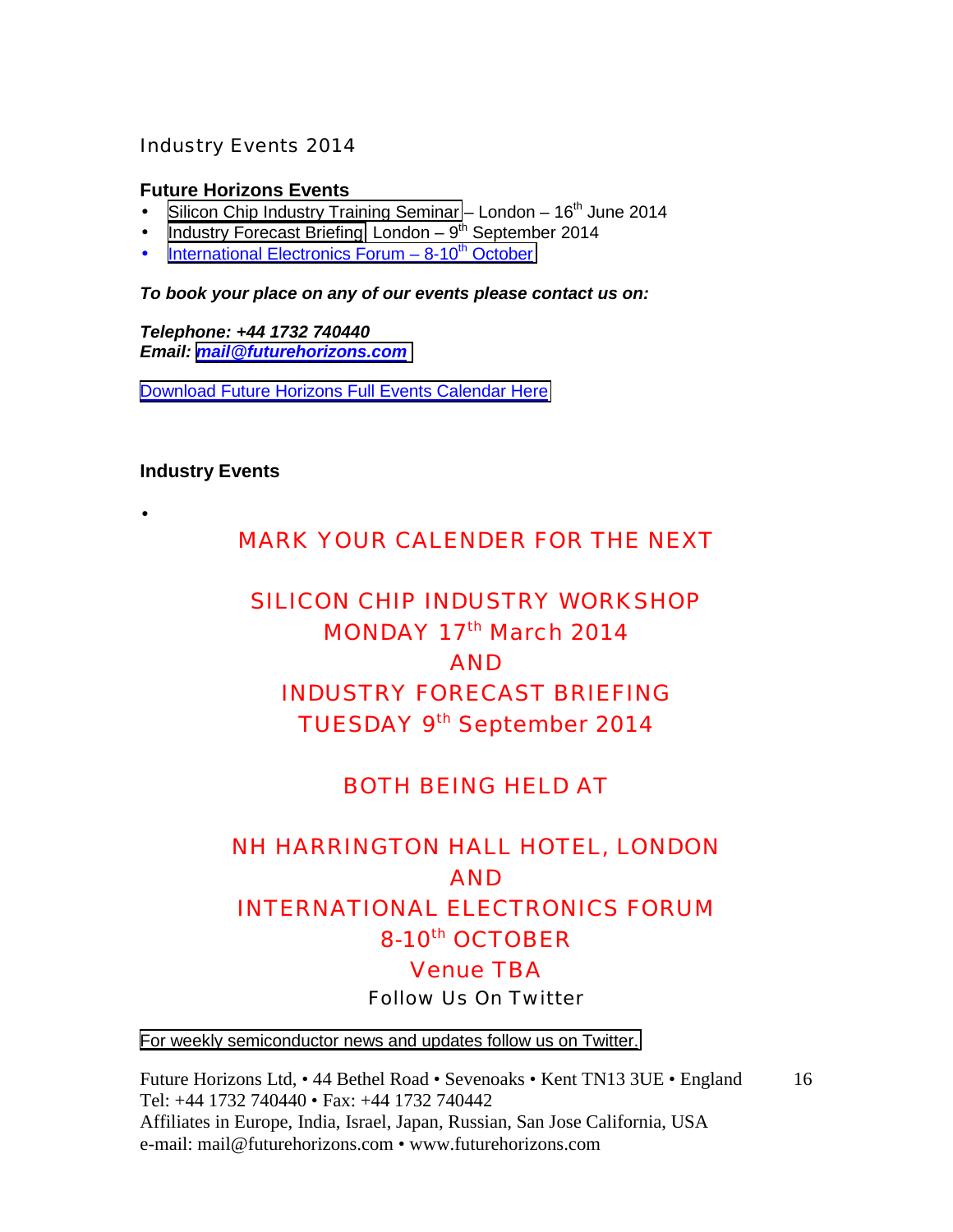## Industry Events 2014

### Future Horizons Events

- Silicon Chip Industry Training Seminar – London – 16th June 2014
- Industry Forecast Briefing London – 9th September 2014
- International Electronics Forum – 8-10th October

***To book your place on any of our events please contact us on:***

***Telephone: +44 1732 740440***
***Email: mail@futurehorizons.com***

Download Future Horizons Full Events Calendar Here

### Industry Events

-

MARK YOUR CALENDER FOR THE NEXT

SILICON CHIP INDUSTRY WORKSHOP
MONDAY 17th March 2014
AND
INDUSTRY FORECAST BRIEFING
TUESDAY 9th September 2014

BOTH BEING HELD AT

NH HARRINGTON HALL HOTEL, LONDON
AND
INTERNATIONAL ELECTRONICS FORUM
8-10th OCTOBER
Venue TBA

Follow Us On Twitter

For weekly semiconductor news and updates follow us on Twitter.

Future Horizons Ltd, • 44 Bethel Road • Sevenoaks • Kent TN13 3UE • England
Tel: +44 1732 740440 • Fax: +44 1732 740442
Affiliates in Europe, India, Israel, Japan, Russian, San Jose California, USA
e-mail: mail@futurehorizons.com • www.futurehorizons.com